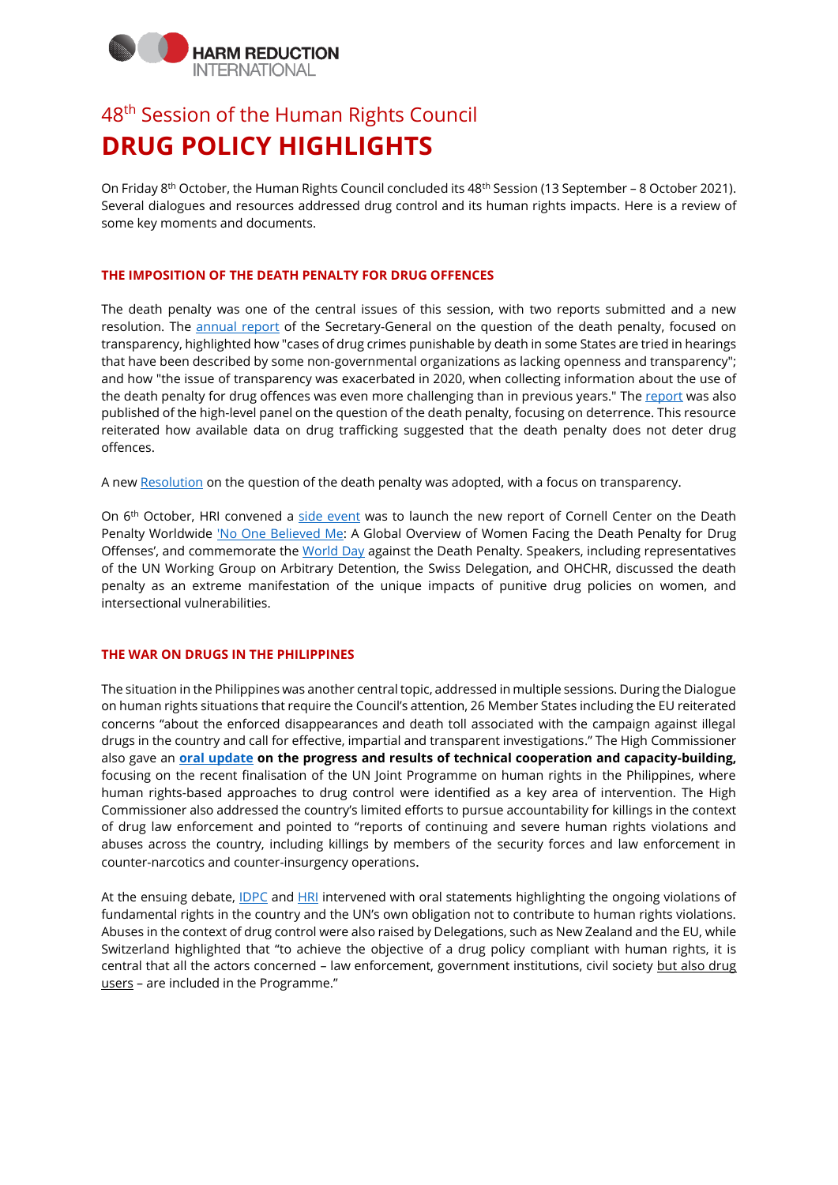HARM REDUCTION INTERNATIONAL

# 48th Session of the Human Rights Council

# DRUG POLICY HIGHLIGHTS

On Friday 8th October, the Human Rights Council concluded its 48th Session (13 September – 8 October 2021). Several dialogues and resources addressed drug control and its human rights impacts. Here is a review of some key moments and documents.

## THE IMPOSITION OF THE DEATH PENALTY FOR DRUG OFFENCES

The death penalty was one of the central issues of this session, with two reports submitted and a new resolution. The annual report of the Secretary-General on the question of the death penalty, focused on transparency, highlighted how "cases of drug crimes punishable by death in some States are tried in hearings that have been described by some non-governmental organizations as lacking openness and transparency"; and how "the issue of transparency was exacerbated in 2020, when collecting information about the use of the death penalty for drug offences was even more challenging than in previous years." The report was also published of the high-level panel on the question of the death penalty, focusing on deterrence. This resource reiterated how available data on drug trafficking suggested that the death penalty does not deter drug offences.

A new Resolution on the question of the death penalty was adopted, with a focus on transparency.

On 6th October, HRI convened a side event was to launch the new report of Cornell Center on the Death Penalty Worldwide 'No One Believed Me: A Global Overview of Women Facing the Death Penalty for Drug Offenses', and commemorate the World Day against the Death Penalty. Speakers, including representatives of the UN Working Group on Arbitrary Detention, the Swiss Delegation, and OHCHR, discussed the death penalty as an extreme manifestation of the unique impacts of punitive drug policies on women, and intersectional vulnerabilities.

## THE WAR ON DRUGS IN THE PHILIPPINES

The situation in the Philippines was another central topic, addressed in multiple sessions. During the Dialogue on human rights situations that require the Council's attention, 26 Member States including the EU reiterated concerns "about the enforced disappearances and death toll associated with the campaign against illegal drugs in the country and call for effective, impartial and transparent investigations." The High Commissioner also gave an **oral update on the progress and results of technical cooperation and capacity-building,** focusing on the recent finalisation of the UN Joint Programme on human rights in the Philippines, where human rights-based approaches to drug control were identified as a key area of intervention. The High Commissioner also addressed the country's limited efforts to pursue accountability for killings in the context of drug law enforcement and pointed to "reports of continuing and severe human rights violations and abuses across the country, including killings by members of the security forces and law enforcement in counter-narcotics and counter-insurgency operations.

At the ensuing debate, IDPC and HRI intervened with oral statements highlighting the ongoing violations of fundamental rights in the country and the UN's own obligation not to contribute to human rights violations. Abuses in the context of drug control were also raised by Delegations, such as New Zealand and the EU, while Switzerland highlighted that "to achieve the objective of a drug policy compliant with human rights, it is central that all the actors concerned – law enforcement, government institutions, civil society but also drug users – are included in the Programme."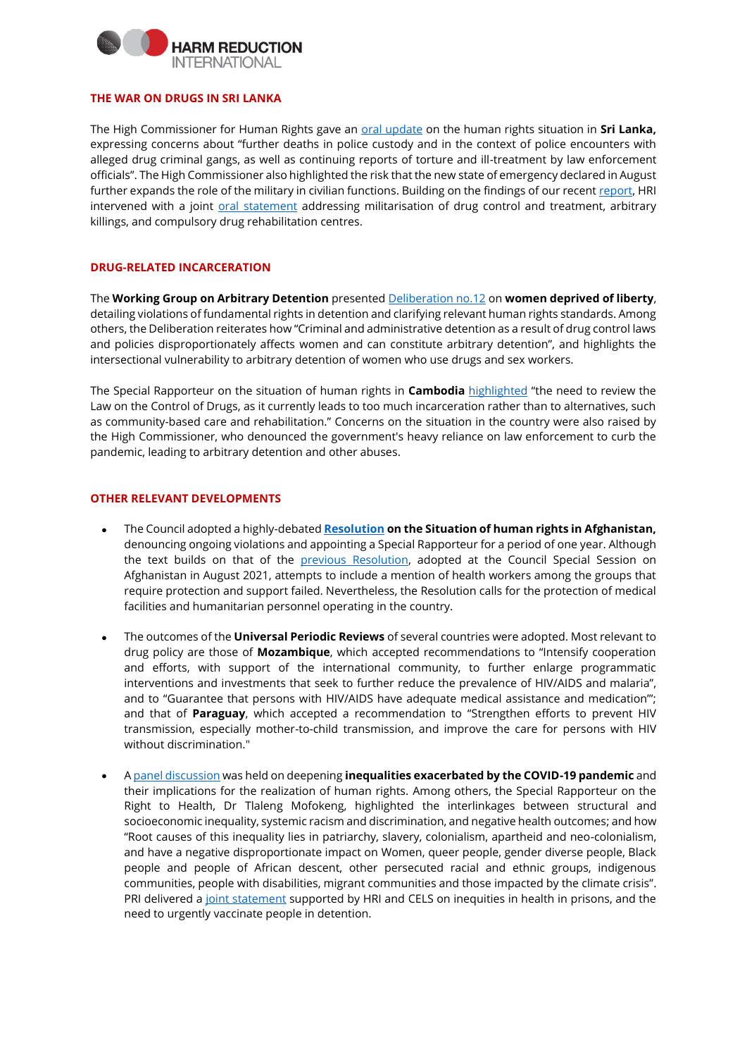## THE WAR ON DRUGS IN SRI LANKA

The High Commissioner for Human Rights gave an oral update on the human rights situation in **Sri Lanka,** expressing concerns about "further deaths in police custody and in the context of police encounters with alleged drug criminal gangs, as well as continuing reports of torture and ill-treatment by law enforcement officials". The High Commissioner also highlighted the risk that the new state of emergency declared in August further expands the role of the military in civilian functions. Building on the findings of our recent report, HRI intervened with a joint oral statement addressing militarisation of drug control and treatment, arbitrary killings, and compulsory drug rehabilitation centres.

## DRUG-RELATED INCARCERATION

The **Working Group on Arbitrary Detention** presented Deliberation no.12 on **women deprived of liberty**, detailing violations of fundamental rights in detention and clarifying relevant human rights standards. Among others, the Deliberation reiterates how "Criminal and administrative detention as a result of drug control laws and policies disproportionately affects women and can constitute arbitrary detention", and highlights the intersectional vulnerability to arbitrary detention of women who use drugs and sex workers.

The Special Rapporteur on the situation of human rights in **Cambodia** highlighted "the need to review the Law on the Control of Drugs, as it currently leads to too much incarceration rather than to alternatives, such as community-based care and rehabilitation." Concerns on the situation in the country were also raised by the High Commissioner, who denounced the government's heavy reliance on law enforcement to curb the pandemic, leading to arbitrary detention and other abuses.

## OTHER RELEVANT DEVELOPMENTS

- The Council adopted a highly-debated **Resolution on the Situation of human rights in Afghanistan,** denouncing ongoing violations and appointing a Special Rapporteur for a period of one year. Although the text builds on that of the previous Resolution, adopted at the Council Special Session on Afghanistan in August 2021, attempts to include a mention of health workers among the groups that require protection and support failed. Nevertheless, the Resolution calls for the protection of medical facilities and humanitarian personnel operating in the country.

- The outcomes of the **Universal Periodic Reviews** of several countries were adopted. Most relevant to drug policy are those of **Mozambique**, which accepted recommendations to "Intensify cooperation and efforts, with support of the international community, to further enlarge programmatic interventions and investments that seek to further reduce the prevalence of HIV/AIDS and malaria", and to "Guarantee that persons with HIV/AIDS have adequate medical assistance and medication"; and that of **Paraguay**, which accepted a recommendation to "Strengthen efforts to prevent HIV transmission, especially mother-to-child transmission, and improve the care for persons with HIV without discrimination."

- A panel discussion was held on deepening **inequalities exacerbated by the COVID-19 pandemic** and their implications for the realization of human rights. Among others, the Special Rapporteur on the Right to Health, Dr Tlaleng Mofokeng, highlighted the interlinkages between structural and socioeconomic inequality, systemic racism and discrimination, and negative health outcomes; and how "Root causes of this inequality lies in patriarchy, slavery, colonialism, apartheid and neo-colonialism, and have a negative disproportionate impact on Women, queer people, gender diverse people, Black people and people of African descent, other persecuted racial and ethnic groups, indigenous communities, people with disabilities, migrant communities and those impacted by the climate crisis". PRI delivered a joint statement supported by HRI and CELS on inequities in health in prisons, and the need to urgently vaccinate people in detention.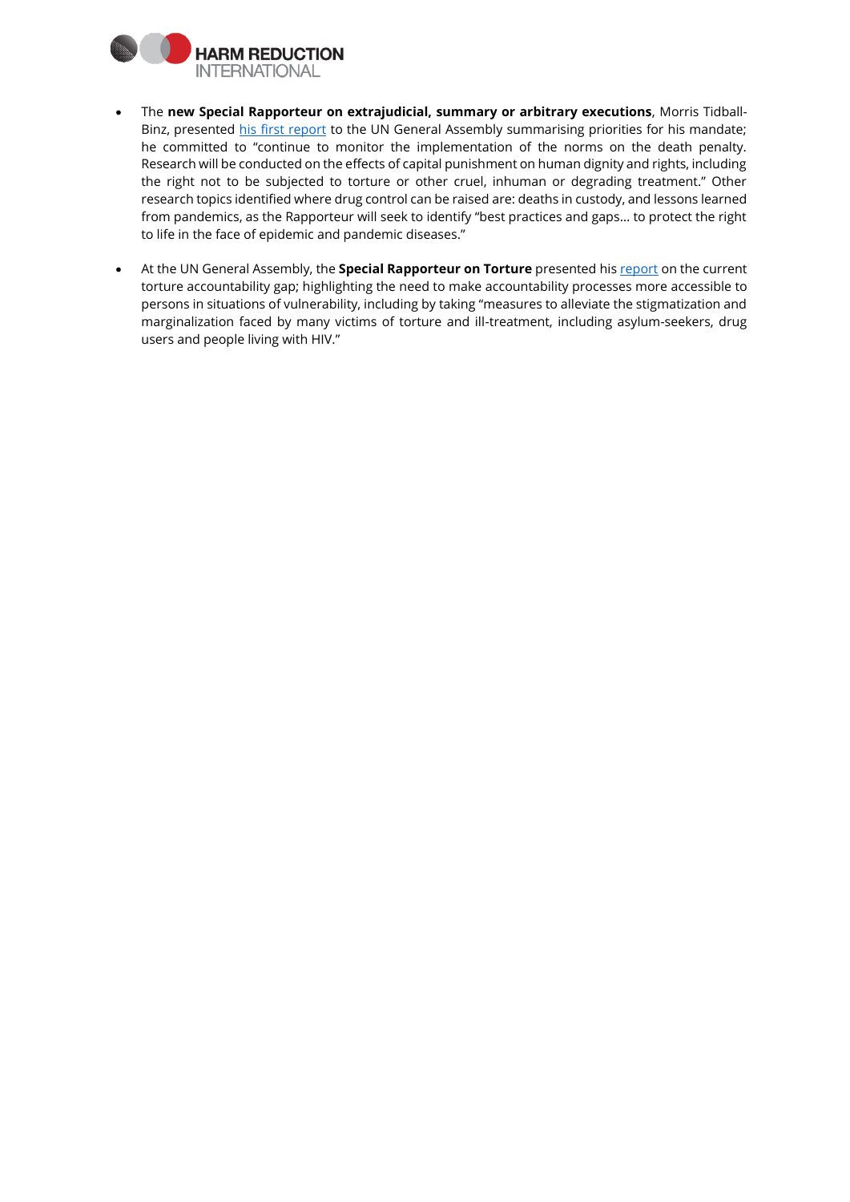- The **new Special Rapporteur on extrajudicial, summary or arbitrary executions**, Morris Tidball-Binz, presented his first report to the UN General Assembly summarising priorities for his mandate; he committed to "continue to monitor the implementation of the norms on the death penalty. Research will be conducted on the effects of capital punishment on human dignity and rights, including the right not to be subjected to torture or other cruel, inhuman or degrading treatment." Other research topics identified where drug control can be raised are: deaths in custody, and lessons learned from pandemics, as the Rapporteur will seek to identify "best practices and gaps… to protect the right to life in the face of epidemic and pandemic diseases."

- At the UN General Assembly, the **Special Rapporteur on Torture** presented his report on the current torture accountability gap; highlighting the need to make accountability processes more accessible to persons in situations of vulnerability, including by taking "measures to alleviate the stigmatization and marginalization faced by many victims of torture and ill-treatment, including asylum-seekers, drug users and people living with HIV."